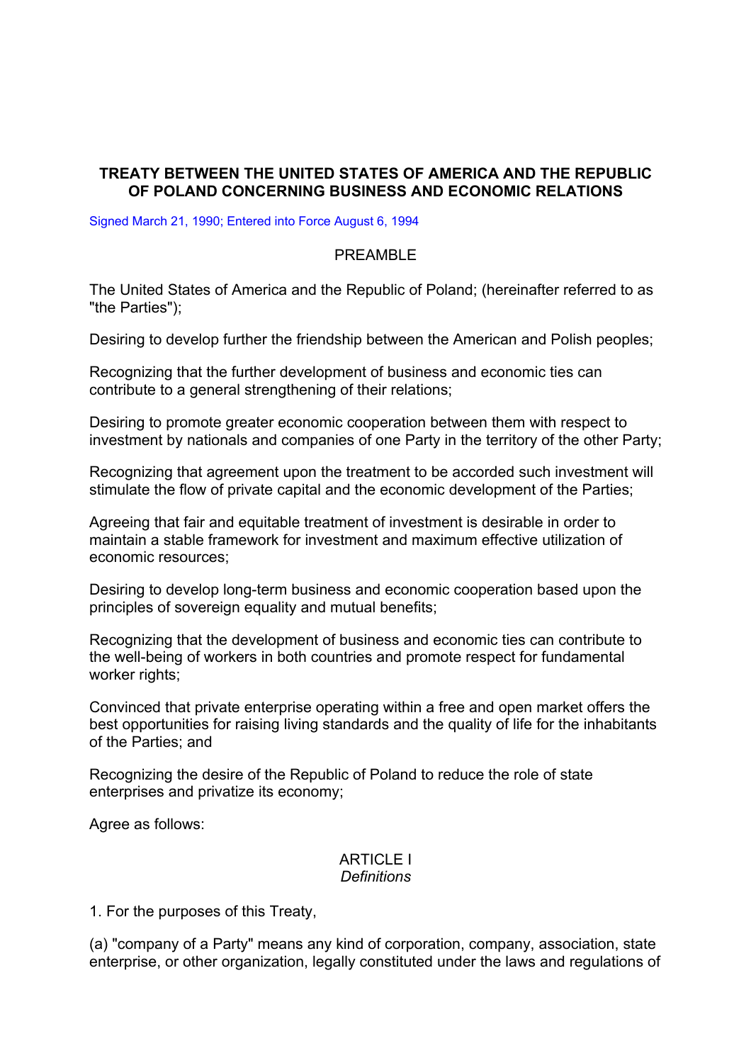# TREATY BETWEEN THE UNITED STATES OF AMERICA AND THE REPUBLIC OF POLAND CONCERNING BUSINESS AND ECONOMIC RELATIONS

Signed March 21, 1990; Entered into Force August 6, 1994

## PREAMBLE

The United States of America and the Republic of Poland; (hereinafter referred to as "the Parties");

Desiring to develop further the friendship between the American and Polish peoples;

Recognizing that the further development of business and economic ties can contribute to a general strengthening of their relations;

Desiring to promote greater economic cooperation between them with respect to investment by nationals and companies of one Party in the territory of the other Party;

Recognizing that agreement upon the treatment to be accorded such investment will stimulate the flow of private capital and the economic development of the Parties;

Agreeing that fair and equitable treatment of investment is desirable in order to maintain a stable framework for investment and maximum effective utilization of economic resources;

Desiring to develop long-term business and economic cooperation based upon the principles of sovereign equality and mutual benefits;

Recognizing that the development of business and economic ties can contribute to the well-being of workers in both countries and promote respect for fundamental worker rights;

Convinced that private enterprise operating within a free and open market offers the best opportunities for raising living standards and the quality of life for the inhabitants of the Parties; and

Recognizing the desire of the Republic of Poland to reduce the role of state enterprises and privatize its economy;

Agree as follows:

## ARTICLE I
*Definitions*

1. For the purposes of this Treaty,

(a) "company of a Party" means any kind of corporation, company, association, state enterprise, or other organization, legally constituted under the laws and regulations of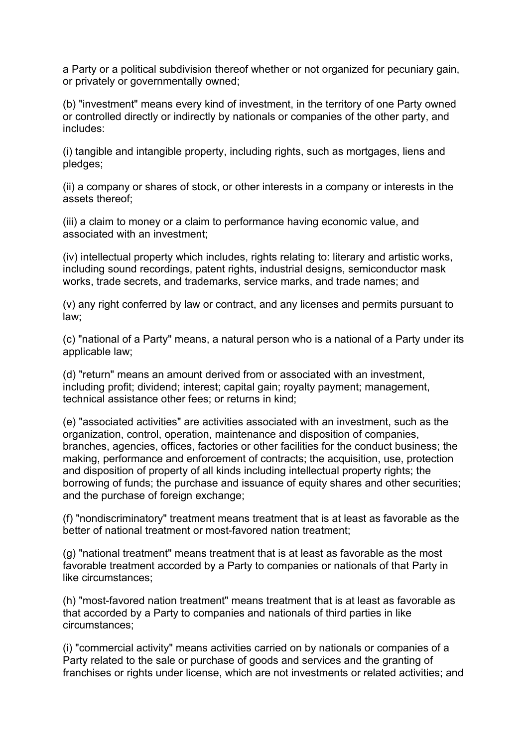a Party or a political subdivision thereof whether or not organized for pecuniary gain, or privately or governmentally owned;

(b) "investment" means every kind of investment, in the territory of one Party owned or controlled directly or indirectly by nationals or companies of the other party, and includes:

(i) tangible and intangible property, including rights, such as mortgages, liens and pledges;

(ii) a company or shares of stock, or other interests in a company or interests in the assets thereof;

(iii) a claim to money or a claim to performance having economic value, and associated with an investment;

(iv) intellectual property which includes, rights relating to: literary and artistic works, including sound recordings, patent rights, industrial designs, semiconductor mask works, trade secrets, and trademarks, service marks, and trade names; and

(v) any right conferred by law or contract, and any licenses and permits pursuant to law;

(c) "national of a Party" means, a natural person who is a national of a Party under its applicable law;

(d) "return" means an amount derived from or associated with an investment, including profit; dividend; interest; capital gain; royalty payment; management, technical assistance other fees; or returns in kind;

(e) "associated activities" are activities associated with an investment, such as the organization, control, operation, maintenance and disposition of companies, branches, agencies, offices, factories or other facilities for the conduct business; the making, performance and enforcement of contracts; the acquisition, use, protection and disposition of property of all kinds including intellectual property rights; the borrowing of funds; the purchase and issuance of equity shares and other securities; and the purchase of foreign exchange;

(f) "nondiscriminatory" treatment means treatment that is at least as favorable as the better of national treatment or most-favored nation treatment;

(g) "national treatment" means treatment that is at least as favorable as the most favorable treatment accorded by a Party to companies or nationals of that Party in like circumstances;

(h) "most-favored nation treatment" means treatment that is at least as favorable as that accorded by a Party to companies and nationals of third parties in like circumstances;

(i) "commercial activity" means activities carried on by nationals or companies of a Party related to the sale or purchase of goods and services and the granting of franchises or rights under license, which are not investments or related activities; and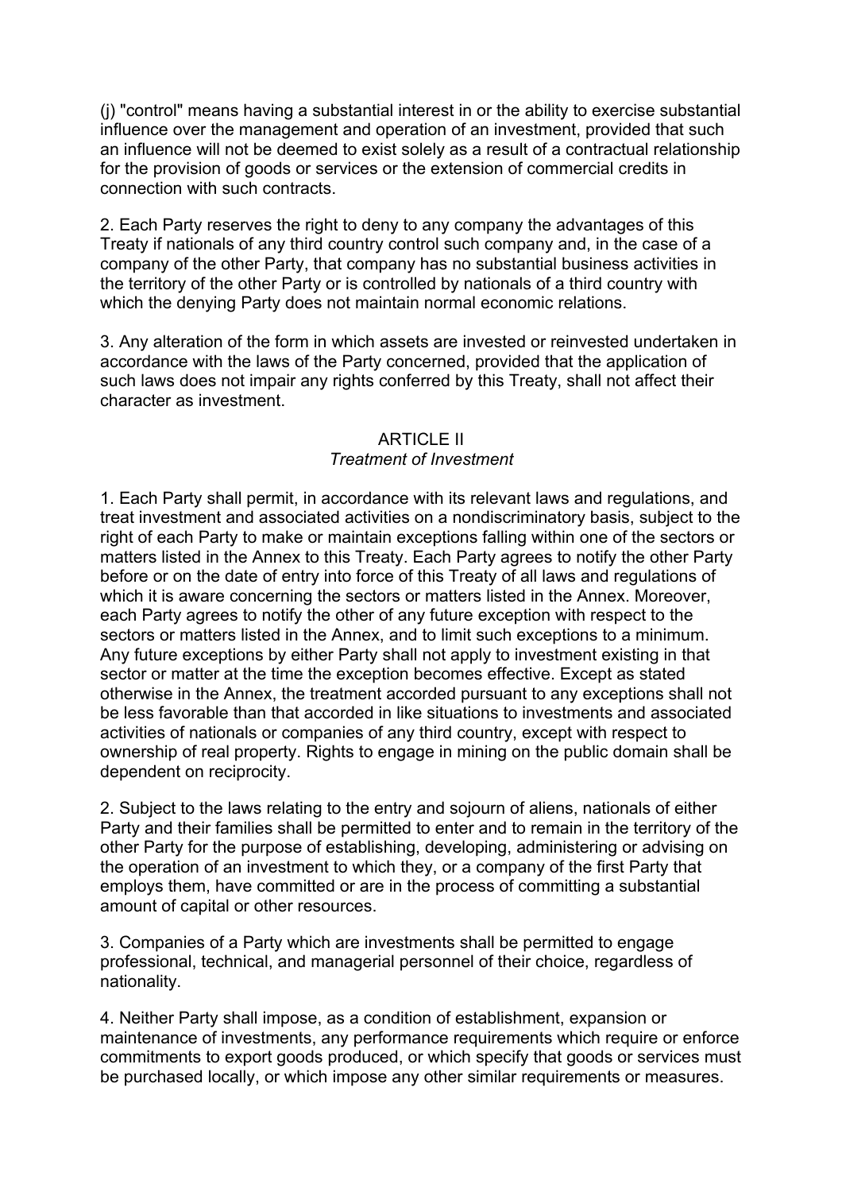(j) "control" means having a substantial interest in or the ability to exercise substantial influence over the management and operation of an investment, provided that such an influence will not be deemed to exist solely as a result of a contractual relationship for the provision of goods or services or the extension of commercial credits in connection with such contracts.

2. Each Party reserves the right to deny to any company the advantages of this Treaty if nationals of any third country control such company and, in the case of a company of the other Party, that company has no substantial business activities in the territory of the other Party or is controlled by nationals of a third country with which the denying Party does not maintain normal economic relations.

3. Any alteration of the form in which assets are invested or reinvested undertaken in accordance with the laws of the Party concerned, provided that the application of such laws does not impair any rights conferred by this Treaty, shall not affect their character as investment.

## ARTICLE II
*Treatment of Investment*

1. Each Party shall permit, in accordance with its relevant laws and regulations, and treat investment and associated activities on a nondiscriminatory basis, subject to the right of each Party to make or maintain exceptions falling within one of the sectors or matters listed in the Annex to this Treaty. Each Party agrees to notify the other Party before or on the date of entry into force of this Treaty of all laws and regulations of which it is aware concerning the sectors or matters listed in the Annex. Moreover, each Party agrees to notify the other of any future exception with respect to the sectors or matters listed in the Annex, and to limit such exceptions to a minimum. Any future exceptions by either Party shall not apply to investment existing in that sector or matter at the time the exception becomes effective. Except as stated otherwise in the Annex, the treatment accorded pursuant to any exceptions shall not be less favorable than that accorded in like situations to investments and associated activities of nationals or companies of any third country, except with respect to ownership of real property. Rights to engage in mining on the public domain shall be dependent on reciprocity.

2. Subject to the laws relating to the entry and sojourn of aliens, nationals of either Party and their families shall be permitted to enter and to remain in the territory of the other Party for the purpose of establishing, developing, administering or advising on the operation of an investment to which they, or a company of the first Party that employs them, have committed or are in the process of committing a substantial amount of capital or other resources.

3. Companies of a Party which are investments shall be permitted to engage professional, technical, and managerial personnel of their choice, regardless of nationality.

4. Neither Party shall impose, as a condition of establishment, expansion or maintenance of investments, any performance requirements which require or enforce commitments to export goods produced, or which specify that goods or services must be purchased locally, or which impose any other similar requirements or measures.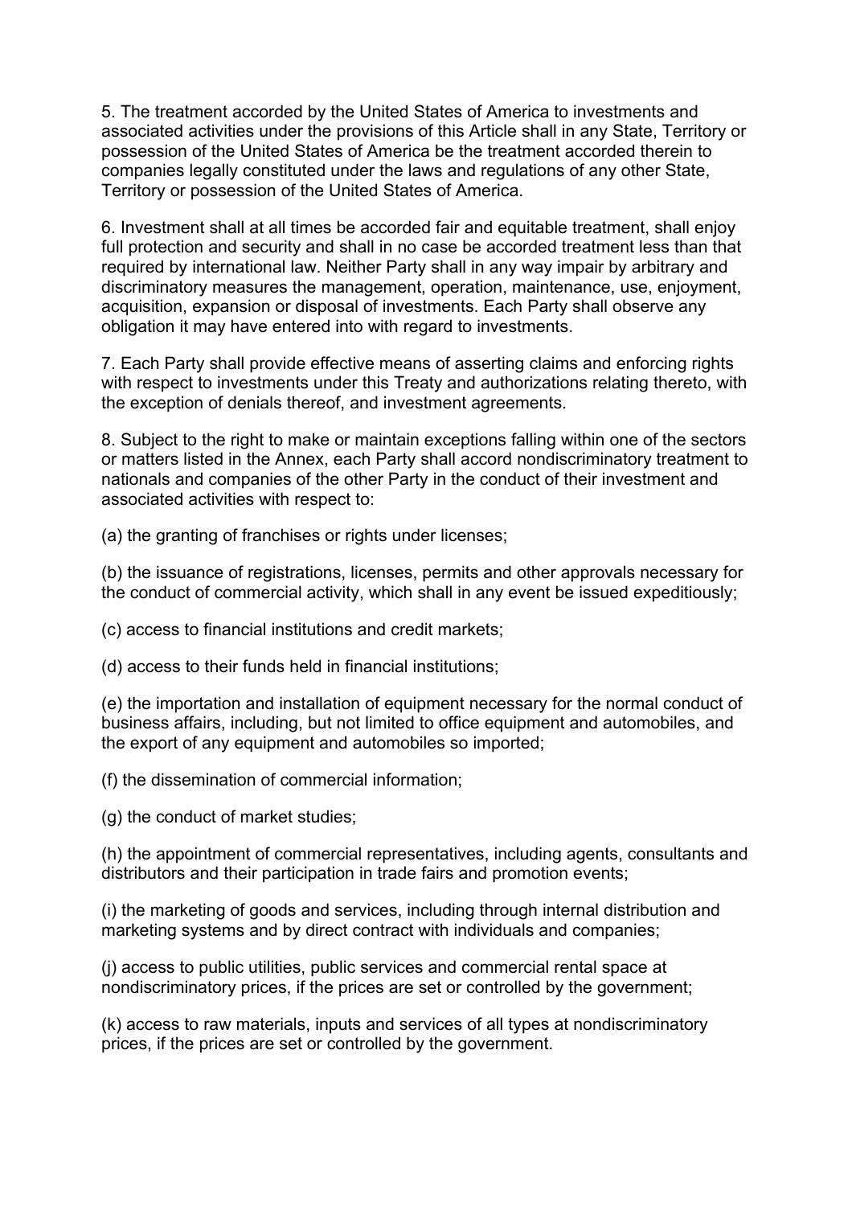5. The treatment accorded by the United States of America to investments and associated activities under the provisions of this Article shall in any State, Territory or possession of the United States of America be the treatment accorded therein to companies legally constituted under the laws and regulations of any other State, Territory or possession of the United States of America.

6. Investment shall at all times be accorded fair and equitable treatment, shall enjoy full protection and security and shall in no case be accorded treatment less than that required by international law. Neither Party shall in any way impair by arbitrary and discriminatory measures the management, operation, maintenance, use, enjoyment, acquisition, expansion or disposal of investments. Each Party shall observe any obligation it may have entered into with regard to investments.

7. Each Party shall provide effective means of asserting claims and enforcing rights with respect to investments under this Treaty and authorizations relating thereto, with the exception of denials thereof, and investment agreements.

8. Subject to the right to make or maintain exceptions falling within one of the sectors or matters listed in the Annex, each Party shall accord nondiscriminatory treatment to nationals and companies of the other Party in the conduct of their investment and associated activities with respect to:

(a) the granting of franchises or rights under licenses;

(b) the issuance of registrations, licenses, permits and other approvals necessary for the conduct of commercial activity, which shall in any event be issued expeditiously;

(c) access to financial institutions and credit markets;

(d) access to their funds held in financial institutions;

(e) the importation and installation of equipment necessary for the normal conduct of business affairs, including, but not limited to office equipment and automobiles, and the export of any equipment and automobiles so imported;

(f) the dissemination of commercial information;

(g) the conduct of market studies;

(h) the appointment of commercial representatives, including agents, consultants and distributors and their participation in trade fairs and promotion events;

(i) the marketing of goods and services, including through internal distribution and marketing systems and by direct contract with individuals and companies;

(j) access to public utilities, public services and commercial rental space at nondiscriminatory prices, if the prices are set or controlled by the government;

(k) access to raw materials, inputs and services of all types at nondiscriminatory prices, if the prices are set or controlled by the government.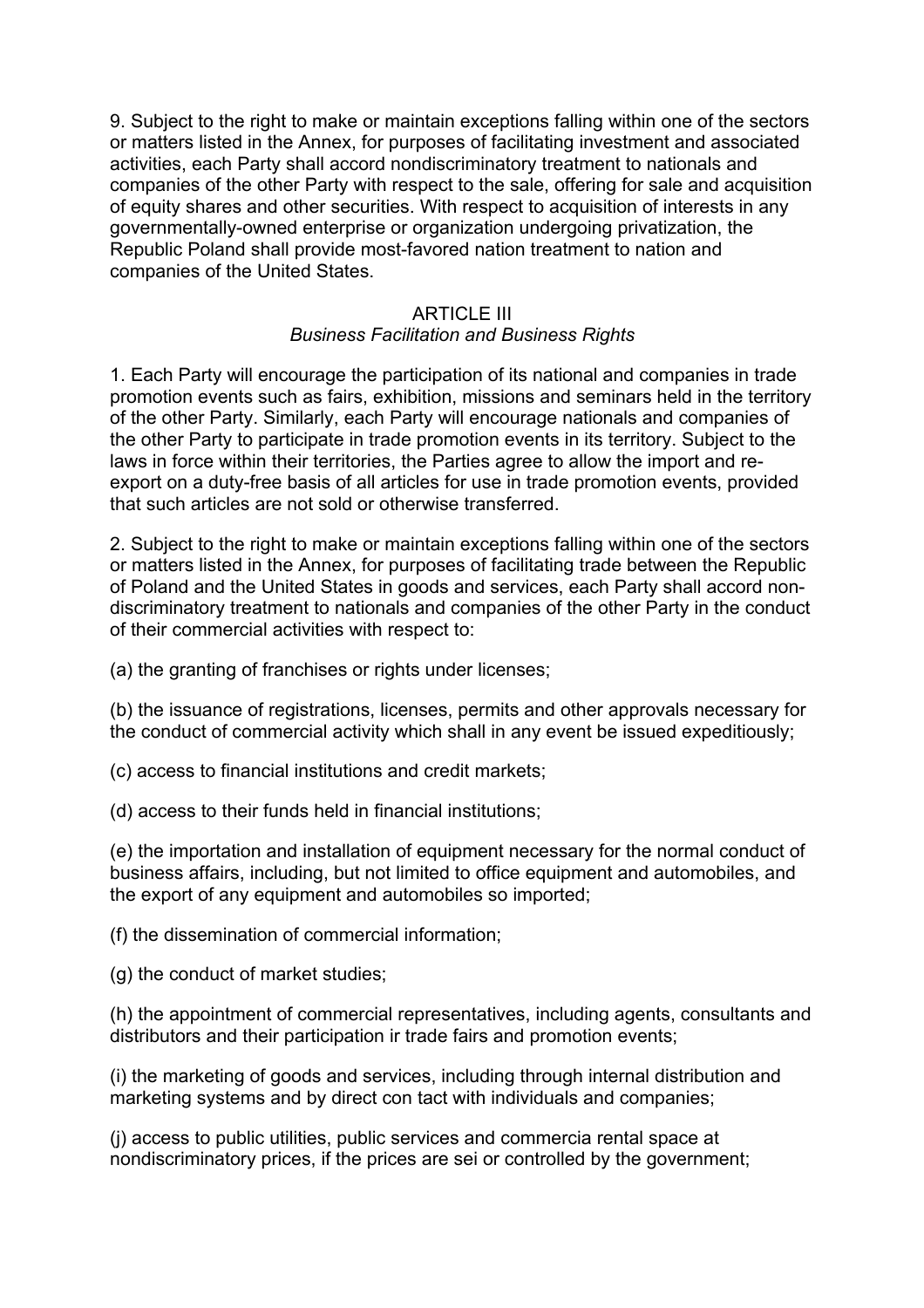9. Subject to the right to make or maintain exceptions falling within one of the sectors or matters listed in the Annex, for purposes of facilitating investment and associated activities, each Party shall accord nondiscriminatory treatment to nationals and companies of the other Party with respect to the sale, offering for sale and acquisition of equity shares and other securities. With respect to acquisition of interests in any governmentally-owned enterprise or organization undergoing privatization, the Republic Poland shall provide most-favored nation treatment to nation and companies of the United States.

## ARTICLE III

*Business Facilitation and Business Rights*

1. Each Party will encourage the participation of its national and companies in trade promotion events such as fairs, exhibition, missions and seminars held in the territory of the other Party. Similarly, each Party will encourage nationals and companies of the other Party to participate in trade promotion events in its territory. Subject to the laws in force within their territories, the Parties agree to allow the import and re-export on a duty-free basis of all articles for use in trade promotion events, provided that such articles are not sold or otherwise transferred.

2. Subject to the right to make or maintain exceptions falling within one of the sectors or matters listed in the Annex, for purposes of facilitating trade between the Republic of Poland and the United States in goods and services, each Party shall accord non-discriminatory treatment to nationals and companies of the other Party in the conduct of their commercial activities with respect to:

(a) the granting of franchises or rights under licenses;

(b) the issuance of registrations, licenses, permits and other approvals necessary for the conduct of commercial activity which shall in any event be issued expeditiously;

(c) access to financial institutions and credit markets;

(d) access to their funds held in financial institutions;

(e) the importation and installation of equipment necessary for the normal conduct of business affairs, including, but not limited to office equipment and automobiles, and the export of any equipment and automobiles so imported;

(f) the dissemination of commercial information;

(g) the conduct of market studies;

(h) the appointment of commercial representatives, including agents, consultants and distributors and their participation ir trade fairs and promotion events;

(i) the marketing of goods and services, including through internal distribution and marketing systems and by direct con tact with individuals and companies;

(j) access to public utilities, public services and commercia rental space at nondiscriminatory prices, if the prices are sei or controlled by the government;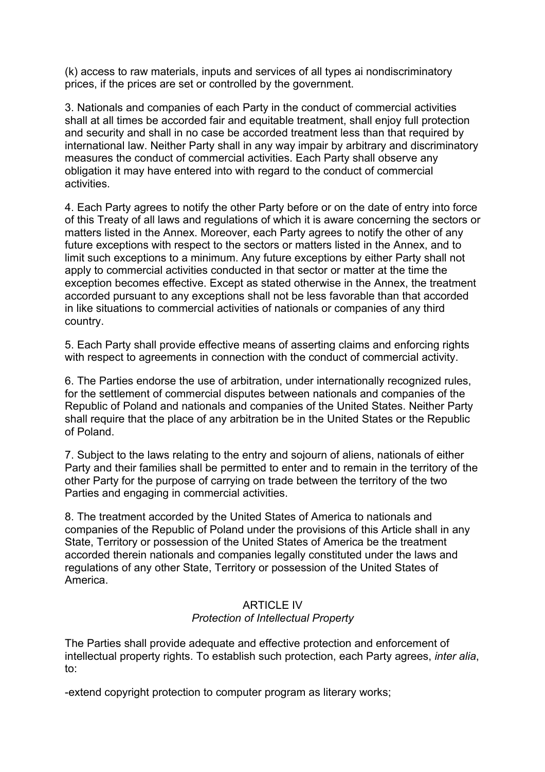(k) access to raw materials, inputs and services of all types ai nondiscriminatory prices, if the prices are set or controlled by the government.

3. Nationals and companies of each Party in the conduct of commercial activities shall at all times be accorded fair and equitable treatment, shall enjoy full protection and security and shall in no case be accorded treatment less than that required by international law. Neither Party shall in any way impair by arbitrary and discriminatory measures the conduct of commercial activities. Each Party shall observe any obligation it may have entered into with regard to the conduct of commercial activities.

4. Each Party agrees to notify the other Party before or on the date of entry into force of this Treaty of all laws and regulations of which it is aware concerning the sectors or matters listed in the Annex. Moreover, each Party agrees to notify the other of any future exceptions with respect to the sectors or matters listed in the Annex, and to limit such exceptions to a minimum. Any future exceptions by either Party shall not apply to commercial activities conducted in that sector or matter at the time the exception becomes effective. Except as stated otherwise in the Annex, the treatment accorded pursuant to any exceptions shall not be less favorable than that accorded in like situations to commercial activities of nationals or companies of any third country.

5. Each Party shall provide effective means of asserting claims and enforcing rights with respect to agreements in connection with the conduct of commercial activity.

6. The Parties endorse the use of arbitration, under internationally recognized rules, for the settlement of commercial disputes between nationals and companies of the Republic of Poland and nationals and companies of the United States. Neither Party shall require that the place of any arbitration be in the United States or the Republic of Poland.

7. Subject to the laws relating to the entry and sojourn of aliens, nationals of either Party and their families shall be permitted to enter and to remain in the territory of the other Party for the purpose of carrying on trade between the territory of the two Parties and engaging in commercial activities.

8. The treatment accorded by the United States of America to nationals and companies of the Republic of Poland under the provisions of this Article shall in any State, Territory or possession of the United States of America be the treatment accorded therein nationals and companies legally constituted under the laws and regulations of any other State, Territory or possession of the United States of America.

## ARTICLE IV
### *Protection of Intellectual Property*

The Parties shall provide adequate and effective protection and enforcement of intellectual property rights. To establish such protection, each Party agrees, *inter alia*, to:

-extend copyright protection to computer program as literary works;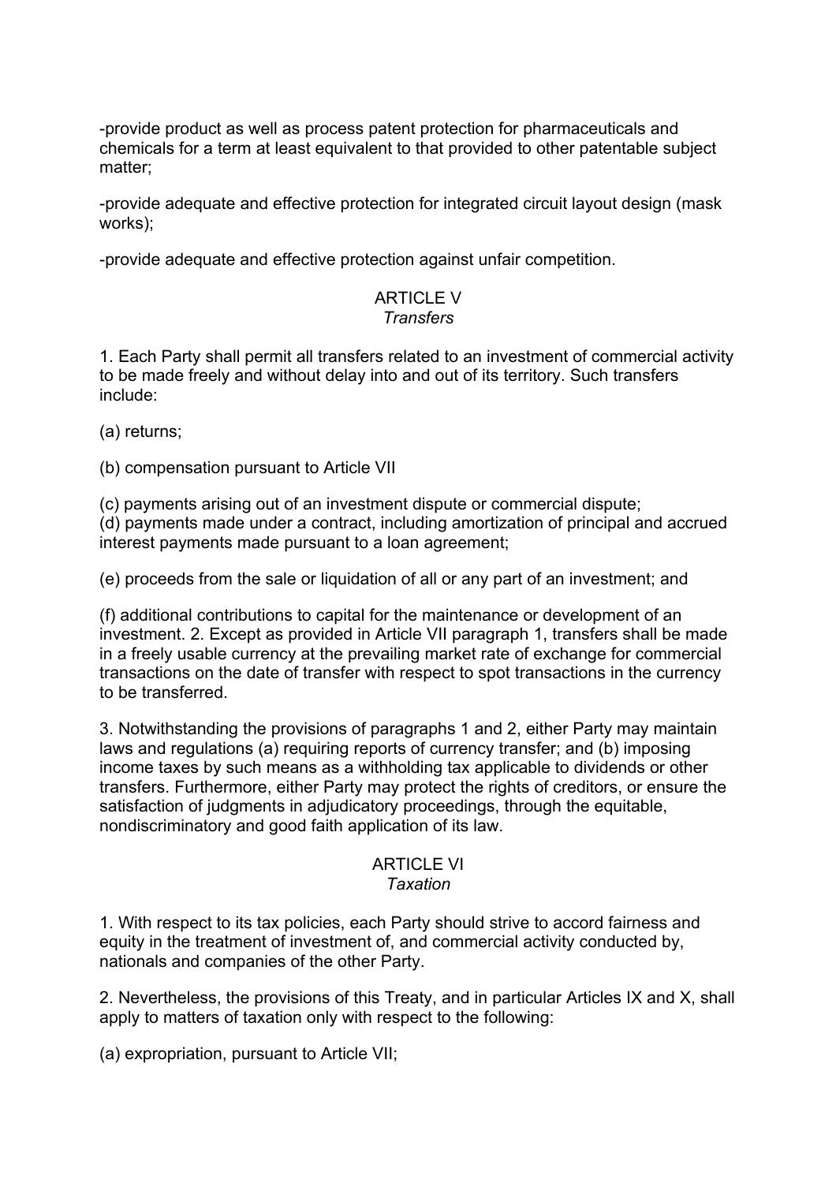-provide product as well as process patent protection for pharmaceuticals and chemicals for a term at least equivalent to that provided to other patentable subject matter;

-provide adequate and effective protection for integrated circuit layout design (mask works);

-provide adequate and effective protection against unfair competition.

## ARTICLE V
*Transfers*

1. Each Party shall permit all transfers related to an investment of commercial activity to be made freely and without delay into and out of its territory. Such transfers include:

(a) returns;

(b) compensation pursuant to Article VII

(c) payments arising out of an investment dispute or commercial dispute;
(d) payments made under a contract, including amortization of principal and accrued interest payments made pursuant to a loan agreement;

(e) proceeds from the sale or liquidation of all or any part of an investment; and

(f) additional contributions to capital for the maintenance or development of an investment. 2. Except as provided in Article VII paragraph 1, transfers shall be made in a freely usable currency at the prevailing market rate of exchange for commercial transactions on the date of transfer with respect to spot transactions in the currency to be transferred.

3. Notwithstanding the provisions of paragraphs 1 and 2, either Party may maintain laws and regulations (a) requiring reports of currency transfer; and (b) imposing income taxes by such means as a withholding tax applicable to dividends or other transfers. Furthermore, either Party may protect the rights of creditors, or ensure the satisfaction of judgments in adjudicatory proceedings, through the equitable, nondiscriminatory and good faith application of its law.

## ARTICLE VI
*Taxation*

1. With respect to its tax policies, each Party should strive to accord fairness and equity in the treatment of investment of, and commercial activity conducted by, nationals and companies of the other Party.

2. Nevertheless, the provisions of this Treaty, and in particular Articles IX and X, shall apply to matters of taxation only with respect to the following:

(a) expropriation, pursuant to Article VII;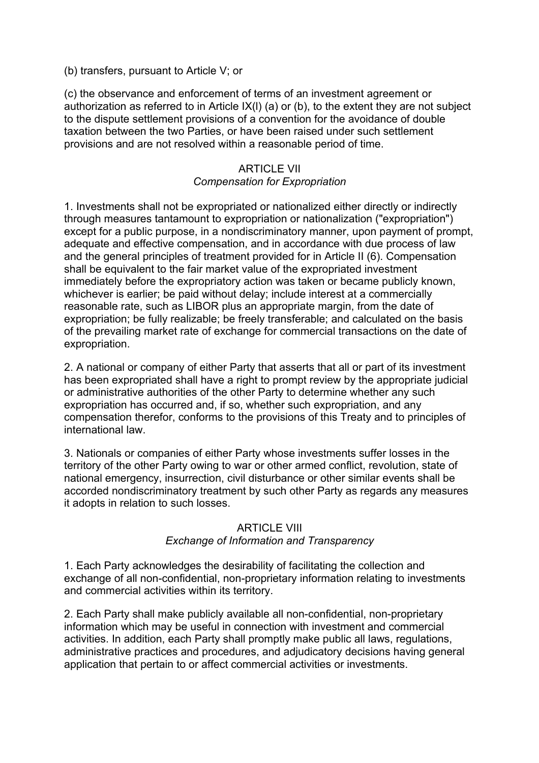(b) transfers, pursuant to Article V; or

(c) the observance and enforcement of terms of an investment agreement or authorization as referred to in Article IX(l) (a) or (b), to the extent they are not subject to the dispute settlement provisions of a convention for the avoidance of double taxation between the two Parties, or have been raised under such settlement provisions and are not resolved within a reasonable period of time.

## ARTICLE VII

*Compensation for Expropriation*

1. Investments shall not be expropriated or nationalized either directly or indirectly through measures tantamount to expropriation or nationalization ("expropriation") except for a public purpose, in a nondiscriminatory manner, upon payment of prompt, adequate and effective compensation, and in accordance with due process of law and the general principles of treatment provided for in Article II (6). Compensation shall be equivalent to the fair market value of the expropriated investment immediately before the expropriatory action was taken or became publicly known, whichever is earlier; be paid without delay; include interest at a commercially reasonable rate, such as LIBOR plus an appropriate margin, from the date of expropriation; be fully realizable; be freely transferable; and calculated on the basis of the prevailing market rate of exchange for commercial transactions on the date of expropriation.

2. A national or company of either Party that asserts that all or part of its investment has been expropriated shall have a right to prompt review by the appropriate judicial or administrative authorities of the other Party to determine whether any such expropriation has occurred and, if so, whether such expropriation, and any compensation therefor, conforms to the provisions of this Treaty and to principles of international law.

3. Nationals or companies of either Party whose investments suffer losses in the territory of the other Party owing to war or other armed conflict, revolution, state of national emergency, insurrection, civil disturbance or other similar events shall be accorded nondiscriminatory treatment by such other Party as regards any measures it adopts in relation to such losses.

## ARTICLE VIII

*Exchange of Information and Transparency*

1. Each Party acknowledges the desirability of facilitating the collection and exchange of all non-confidential, non-proprietary information relating to investments and commercial activities within its territory.

2. Each Party shall make publicly available all non-confidential, non-proprietary information which may be useful in connection with investment and commercial activities. In addition, each Party shall promptly make public all laws, regulations, administrative practices and procedures, and adjudicatory decisions having general application that pertain to or affect commercial activities or investments.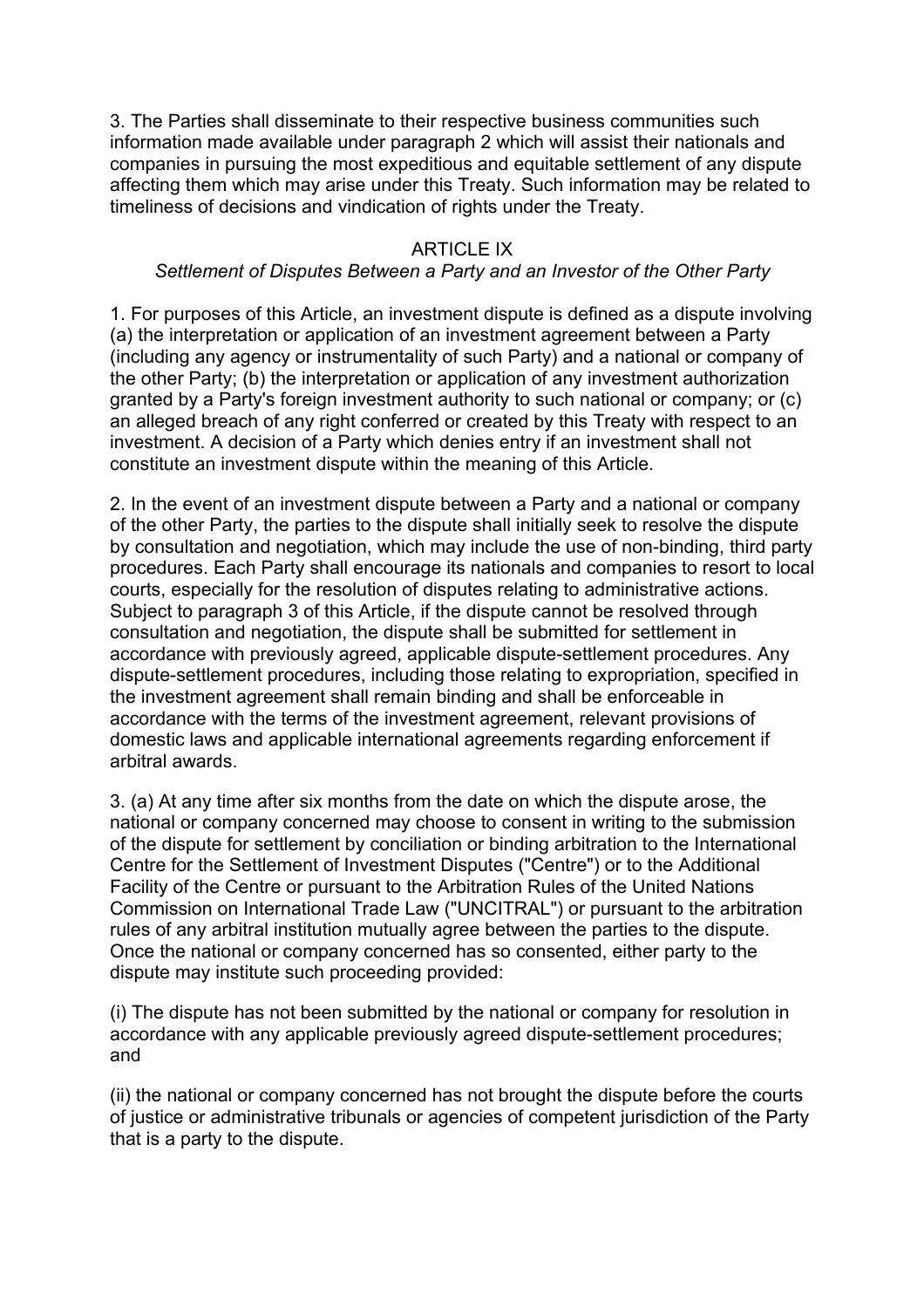3. The Parties shall disseminate to their respective business communities such information made available under paragraph 2 which will assist their nationals and companies in pursuing the most expeditious and equitable settlement of any dispute affecting them which may arise under this Treaty. Such information may be related to timeliness of decisions and vindication of rights under the Treaty.

## ARTICLE IX

*Settlement of Disputes Between a Party and an Investor of the Other Party*

1. For purposes of this Article, an investment dispute is defined as a dispute involving (a) the interpretation or application of an investment agreement between a Party (including any agency or instrumentality of such Party) and a national or company of the other Party; (b) the interpretation or application of any investment authorization granted by a Party's foreign investment authority to such national or company; or (c) an alleged breach of any right conferred or created by this Treaty with respect to an investment. A decision of a Party which denies entry if an investment shall not constitute an investment dispute within the meaning of this Article.

2. In the event of an investment dispute between a Party and a national or company of the other Party, the parties to the dispute shall initially seek to resolve the dispute by consultation and negotiation, which may include the use of non-binding, third party procedures. Each Party shall encourage its nationals and companies to resort to local courts, especially for the resolution of disputes relating to administrative actions. Subject to paragraph 3 of this Article, if the dispute cannot be resolved through consultation and negotiation, the dispute shall be submitted for settlement in accordance with previously agreed, applicable dispute-settlement procedures. Any dispute-settlement procedures, including those relating to expropriation, specified in the investment agreement shall remain binding and shall be enforceable in accordance with the terms of the investment agreement, relevant provisions of domestic laws and applicable international agreements regarding enforcement if arbitral awards.

3. (a) At any time after six months from the date on which the dispute arose, the national or company concerned may choose to consent in writing to the submission of the dispute for settlement by conciliation or binding arbitration to the International Centre for the Settlement of Investment Disputes ("Centre") or to the Additional Facility of the Centre or pursuant to the Arbitration Rules of the United Nations Commission on International Trade Law ("UNCITRAL") or pursuant to the arbitration rules of any arbitral institution mutually agree between the parties to the dispute. Once the national or company concerned has so consented, either party to the dispute may institute such proceeding provided:

(i) The dispute has not been submitted by the national or company for resolution in accordance with any applicable previously agreed dispute-settlement procedures; and

(ii) the national or company concerned has not brought the dispute before the courts of justice or administrative tribunals or agencies of competent jurisdiction of the Party that is a party to the dispute.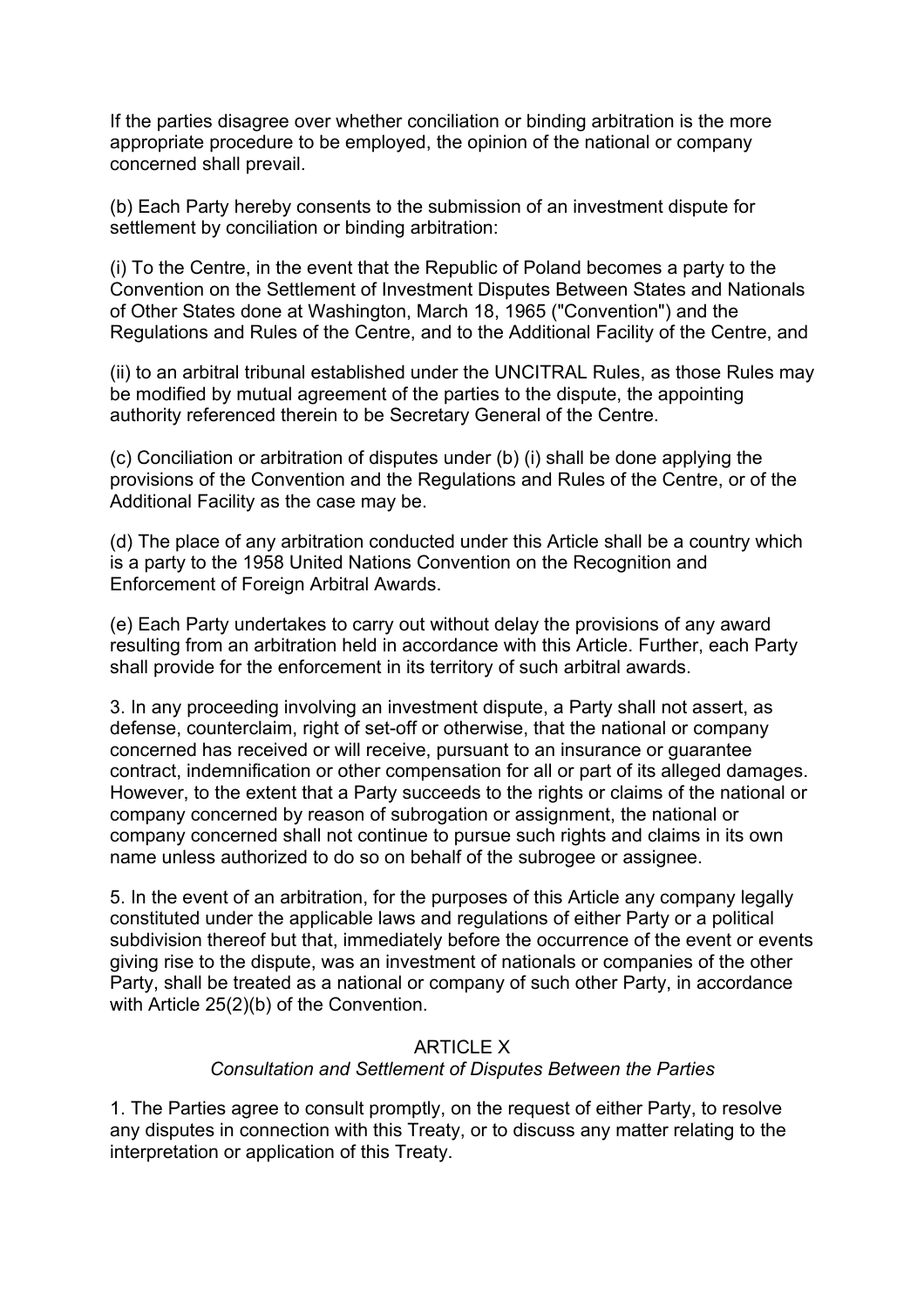If the parties disagree over whether conciliation or binding arbitration is the more appropriate procedure to be employed, the opinion of the national or company concerned shall prevail.

(b) Each Party hereby consents to the submission of an investment dispute for settlement by conciliation or binding arbitration:

(i) To the Centre, in the event that the Republic of Poland becomes a party to the Convention on the Settlement of Investment Disputes Between States and Nationals of Other States done at Washington, March 18, 1965 ("Convention") and the Regulations and Rules of the Centre, and to the Additional Facility of the Centre, and

(ii) to an arbitral tribunal established under the UNCITRAL Rules, as those Rules may be modified by mutual agreement of the parties to the dispute, the appointing authority referenced therein to be Secretary General of the Centre.

(c) Conciliation or arbitration of disputes under (b) (i) shall be done applying the provisions of the Convention and the Regulations and Rules of the Centre, or of the Additional Facility as the case may be.

(d) The place of any arbitration conducted under this Article shall be a country which is a party to the 1958 United Nations Convention on the Recognition and Enforcement of Foreign Arbitral Awards.

(e) Each Party undertakes to carry out without delay the provisions of any award resulting from an arbitration held in accordance with this Article. Further, each Party shall provide for the enforcement in its territory of such arbitral awards.

3. In any proceeding involving an investment dispute, a Party shall not assert, as defense, counterclaim, right of set-off or otherwise, that the national or company concerned has received or will receive, pursuant to an insurance or guarantee contract, indemnification or other compensation for all or part of its alleged damages. However, to the extent that a Party succeeds to the rights or claims of the national or company concerned by reason of subrogation or assignment, the national or company concerned shall not continue to pursue such rights and claims in its own name unless authorized to do so on behalf of the subrogee or assignee.

5. In the event of an arbitration, for the purposes of this Article any company legally constituted under the applicable laws and regulations of either Party or a political subdivision thereof but that, immediately before the occurrence of the event or events giving rise to the dispute, was an investment of nationals or companies of the other Party, shall be treated as a national or company of such other Party, in accordance with Article 25(2)(b) of the Convention.

## ARTICLE X

*Consultation and Settlement of Disputes Between the Parties*

1. The Parties agree to consult promptly, on the request of either Party, to resolve any disputes in connection with this Treaty, or to discuss any matter relating to the interpretation or application of this Treaty.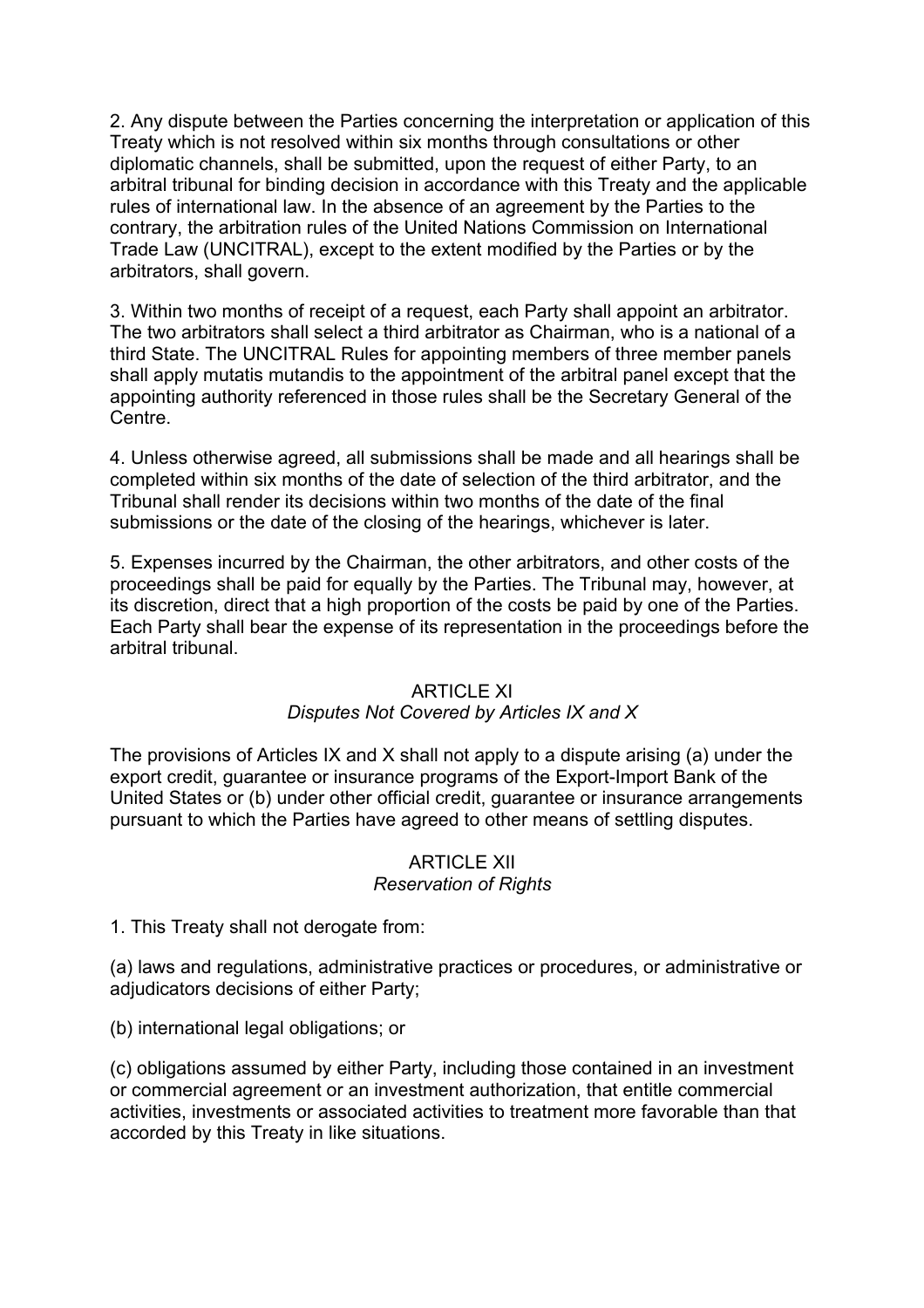2. Any dispute between the Parties concerning the interpretation or application of this Treaty which is not resolved within six months through consultations or other diplomatic channels, shall be submitted, upon the request of either Party, to an arbitral tribunal for binding decision in accordance with this Treaty and the applicable rules of international law. In the absence of an agreement by the Parties to the contrary, the arbitration rules of the United Nations Commission on International Trade Law (UNCITRAL), except to the extent modified by the Parties or by the arbitrators, shall govern.

3. Within two months of receipt of a request, each Party shall appoint an arbitrator. The two arbitrators shall select a third arbitrator as Chairman, who is a national of a third State. The UNCITRAL Rules for appointing members of three member panels shall apply mutatis mutandis to the appointment of the arbitral panel except that the appointing authority referenced in those rules shall be the Secretary General of the Centre.

4. Unless otherwise agreed, all submissions shall be made and all hearings shall be completed within six months of the date of selection of the third arbitrator, and the Tribunal shall render its decisions within two months of the date of the final submissions or the date of the closing of the hearings, whichever is later.

5. Expenses incurred by the Chairman, the other arbitrators, and other costs of the proceedings shall be paid for equally by the Parties. The Tribunal may, however, at its discretion, direct that a high proportion of the costs be paid by one of the Parties. Each Party shall bear the expense of its representation in the proceedings before the arbitral tribunal.

## ARTICLE XI
*Disputes Not Covered by Articles IX and X*

The provisions of Articles IX and X shall not apply to a dispute arising (a) under the export credit, guarantee or insurance programs of the Export-Import Bank of the United States or (b) under other official credit, guarantee or insurance arrangements pursuant to which the Parties have agreed to other means of settling disputes.

## ARTICLE XII
*Reservation of Rights*

1. This Treaty shall not derogate from:

(a) laws and regulations, administrative practices or procedures, or administrative or adjudicators decisions of either Party;

(b) international legal obligations; or

(c) obligations assumed by either Party, including those contained in an investment or commercial agreement or an investment authorization, that entitle commercial activities, investments or associated activities to treatment more favorable than that accorded by this Treaty in like situations.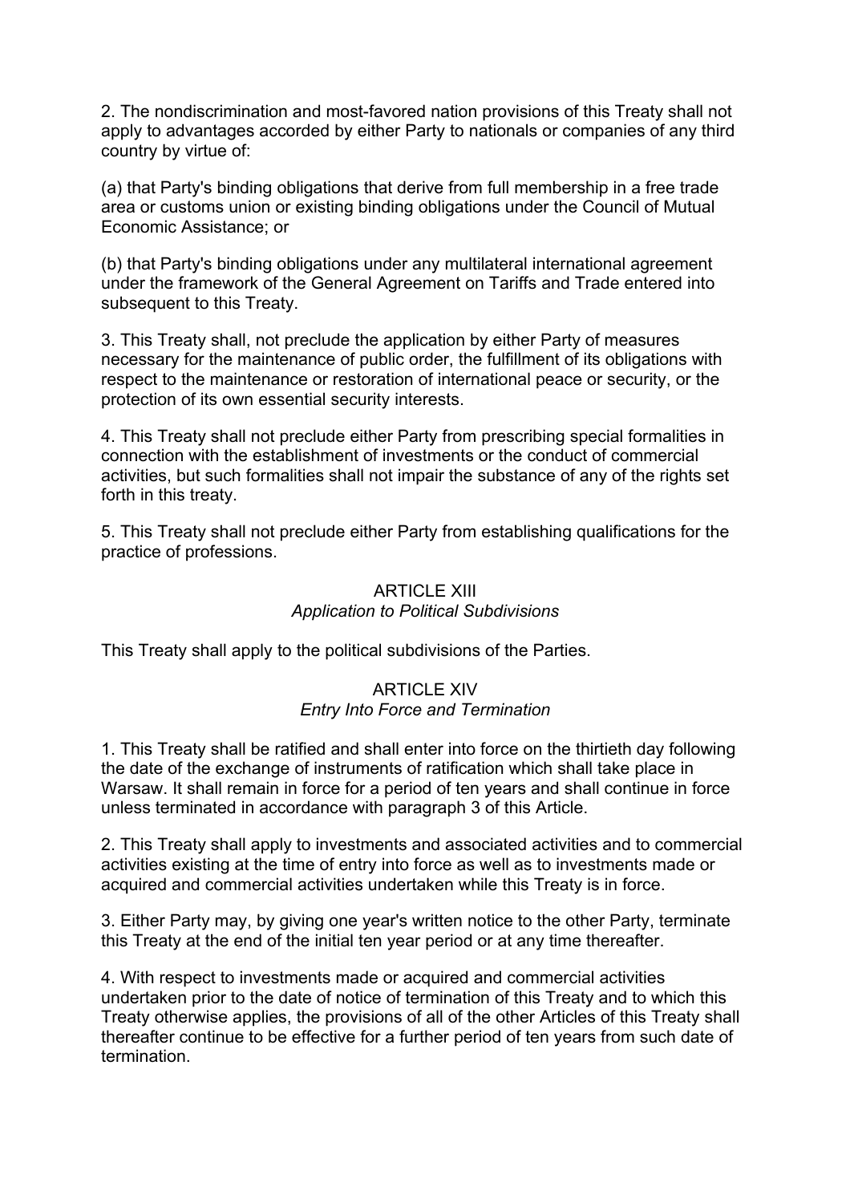2. The nondiscrimination and most-favored nation provisions of this Treaty shall not apply to advantages accorded by either Party to nationals or companies of any third country by virtue of:

(a) that Party's binding obligations that derive from full membership in a free trade area or customs union or existing binding obligations under the Council of Mutual Economic Assistance; or

(b) that Party's binding obligations under any multilateral international agreement under the framework of the General Agreement on Tariffs and Trade entered into subsequent to this Treaty.

3. This Treaty shall, not preclude the application by either Party of measures necessary for the maintenance of public order, the fulfillment of its obligations with respect to the maintenance or restoration of international peace or security, or the protection of its own essential security interests.

4. This Treaty shall not preclude either Party from prescribing special formalities in connection with the establishment of investments or the conduct of commercial activities, but such formalities shall not impair the substance of any of the rights set forth in this treaty.

5. This Treaty shall not preclude either Party from establishing qualifications for the practice of professions.

## ARTICLE XIII
*Application to Political Subdivisions*

This Treaty shall apply to the political subdivisions of the Parties.

## ARTICLE XIV
*Entry Into Force and Termination*

1. This Treaty shall be ratified and shall enter into force on the thirtieth day following the date of the exchange of instruments of ratification which shall take place in Warsaw. It shall remain in force for a period of ten years and shall continue in force unless terminated in accordance with paragraph 3 of this Article.

2. This Treaty shall apply to investments and associated activities and to commercial activities existing at the time of entry into force as well as to investments made or acquired and commercial activities undertaken while this Treaty is in force.

3. Either Party may, by giving one year's written notice to the other Party, terminate this Treaty at the end of the initial ten year period or at any time thereafter.

4. With respect to investments made or acquired and commercial activities undertaken prior to the date of notice of termination of this Treaty and to which this Treaty otherwise applies, the provisions of all of the other Articles of this Treaty shall thereafter continue to be effective for a further period of ten years from such date of termination.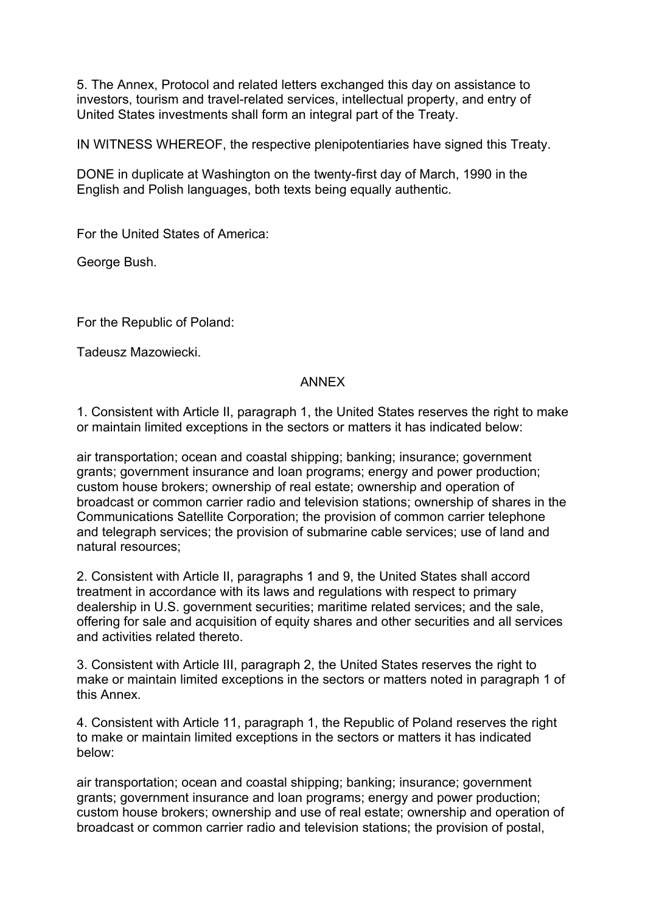5. The Annex, Protocol and related letters exchanged this day on assistance to investors, tourism and travel-related services, intellectual property, and entry of United States investments shall form an integral part of the Treaty.

IN WITNESS WHEREOF, the respective plenipotentiaries have signed this Treaty.

DONE in duplicate at Washington on the twenty-first day of March, 1990 in the English and Polish languages, both texts being equally authentic.

For the United States of America:

George Bush.

For the Republic of Poland:

Tadeusz Mazowiecki.

## ANNEX

1. Consistent with Article II, paragraph 1, the United States reserves the right to make or maintain limited exceptions in the sectors or matters it has indicated below:

air transportation; ocean and coastal shipping; banking; insurance; government grants; government insurance and loan programs; energy and power production; custom house brokers; ownership of real estate; ownership and operation of broadcast or common carrier radio and television stations; ownership of shares in the Communications Satellite Corporation; the provision of common carrier telephone and telegraph services; the provision of submarine cable services; use of land and natural resources;

2. Consistent with Article II, paragraphs 1 and 9, the United States shall accord treatment in accordance with its laws and regulations with respect to primary dealership in U.S. government securities; maritime related services; and the sale, offering for sale and acquisition of equity shares and other securities and all services and activities related thereto.

3. Consistent with Article III, paragraph 2, the United States reserves the right to make or maintain limited exceptions in the sectors or matters noted in paragraph 1 of this Annex.

4. Consistent with Article 11, paragraph 1, the Republic of Poland reserves the right to make or maintain limited exceptions in the sectors or matters it has indicated below:

air transportation; ocean and coastal shipping; banking; insurance; government grants; government insurance and loan programs; energy and power production; custom house brokers; ownership and use of real estate; ownership and operation of broadcast or common carrier radio and television stations; the provision of postal,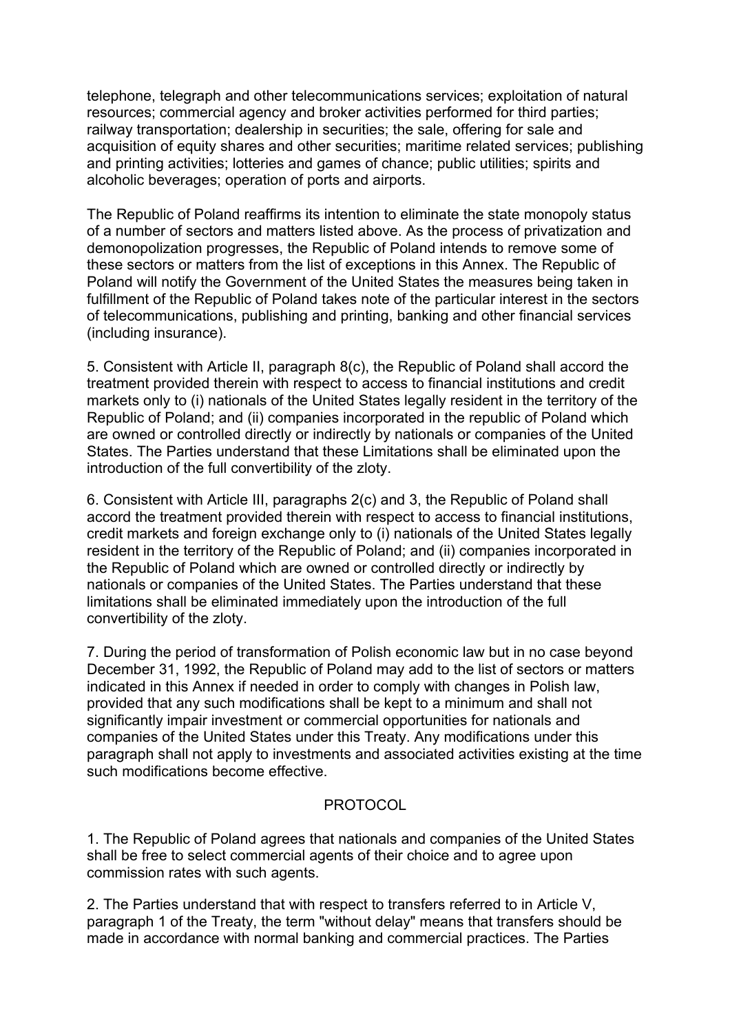telephone, telegraph and other telecommunications services; exploitation of natural resources; commercial agency and broker activities performed for third parties; railway transportation; dealership in securities; the sale, offering for sale and acquisition of equity shares and other securities; maritime related services; publishing and printing activities; lotteries and games of chance; public utilities; spirits and alcoholic beverages; operation of ports and airports.

The Republic of Poland reaffirms its intention to eliminate the state monopoly status of a number of sectors and matters listed above. As the process of privatization and demonopolization progresses, the Republic of Poland intends to remove some of these sectors or matters from the list of exceptions in this Annex. The Republic of Poland will notify the Government of the United States the measures being taken in fulfillment of the Republic of Poland takes note of the particular interest in the sectors of telecommunications, publishing and printing, banking and other financial services (including insurance).

5. Consistent with Article II, paragraph 8(c), the Republic of Poland shall accord the treatment provided therein with respect to access to financial institutions and credit markets only to (i) nationals of the United States legally resident in the territory of the Republic of Poland; and (ii) companies incorporated in the republic of Poland which are owned or controlled directly or indirectly by nationals or companies of the United States. The Parties understand that these Limitations shall be eliminated upon the introduction of the full convertibility of the zloty.

6. Consistent with Article III, paragraphs 2(c) and 3, the Republic of Poland shall accord the treatment provided therein with respect to access to financial institutions, credit markets and foreign exchange only to (i) nationals of the United States legally resident in the territory of the Republic of Poland; and (ii) companies incorporated in the Republic of Poland which are owned or controlled directly or indirectly by nationals or companies of the United States. The Parties understand that these limitations shall be eliminated immediately upon the introduction of the full convertibility of the zloty.

7. During the period of transformation of Polish economic law but in no case beyond December 31, 1992, the Republic of Poland may add to the list of sectors or matters indicated in this Annex if needed in order to comply with changes in Polish law, provided that any such modifications shall be kept to a minimum and shall not significantly impair investment or commercial opportunities for nationals and companies of the United States under this Treaty. Any modifications under this paragraph shall not apply to investments and associated activities existing at the time such modifications become effective.

## PROTOCOL

1. The Republic of Poland agrees that nationals and companies of the United States shall be free to select commercial agents of their choice and to agree upon commission rates with such agents.

2. The Parties understand that with respect to transfers referred to in Article V, paragraph 1 of the Treaty, the term "without delay" means that transfers should be made in accordance with normal banking and commercial practices. The Parties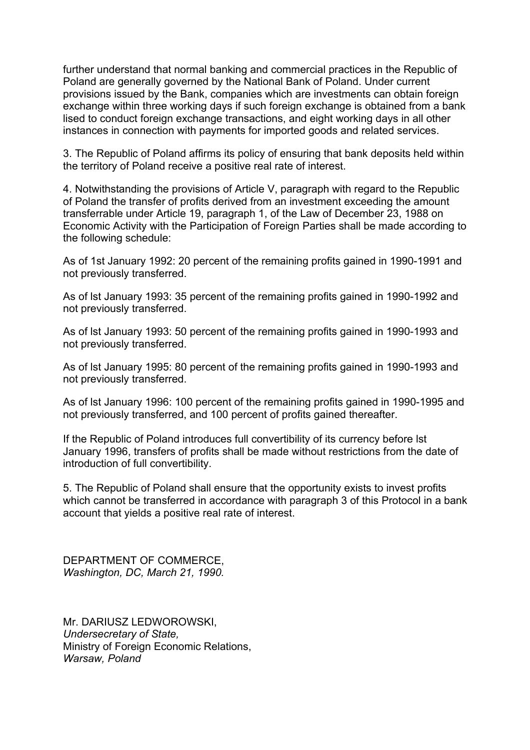further understand that normal banking and commercial practices in the Republic of Poland are generally governed by the National Bank of Poland. Under current provisions issued by the Bank, companies which are investments can obtain foreign exchange within three working days if such foreign exchange is obtained from a bank lised to conduct foreign exchange transactions, and eight working days in all other instances in connection with payments for imported goods and related services.

3. The Republic of Poland affirms its policy of ensuring that bank deposits held within the territory of Poland receive a positive real rate of interest.

4. Notwithstanding the provisions of Article V, paragraph with regard to the Republic of Poland the transfer of profits derived from an investment exceeding the amount transferrable under Article 19, paragraph 1, of the Law of December 23, 1988 on Economic Activity with the Participation of Foreign Parties shall be made according to the following schedule:

As of 1st January 1992: 20 percent of the remaining profits gained in 1990-1991 and not previously transferred.

As of lst January 1993: 35 percent of the remaining profits gained in 1990-1992 and not previously transferred.

As of lst January 1993: 50 percent of the remaining profits gained in 1990-1993 and not previously transferred.

As of lst January 1995: 80 percent of the remaining profits gained in 1990-1993 and not previously transferred.

As of lst January 1996: 100 percent of the remaining profits gained in 1990-1995 and not previously transferred, and 100 percent of profits gained thereafter.

If the Republic of Poland introduces full convertibility of its currency before lst January 1996, transfers of profits shall be made without restrictions from the date of introduction of full convertibility.

5. The Republic of Poland shall ensure that the opportunity exists to invest profits which cannot be transferred in accordance with paragraph 3 of this Protocol in a bank account that yields a positive real rate of interest.

DEPARTMENT OF COMMERCE,
*Washington, DC, March 21, 1990.*

Mr. DARIUSZ LEDWOROWSKI,
*Undersecretary of State,*
Ministry of Foreign Economic Relations,
*Warsaw, Poland*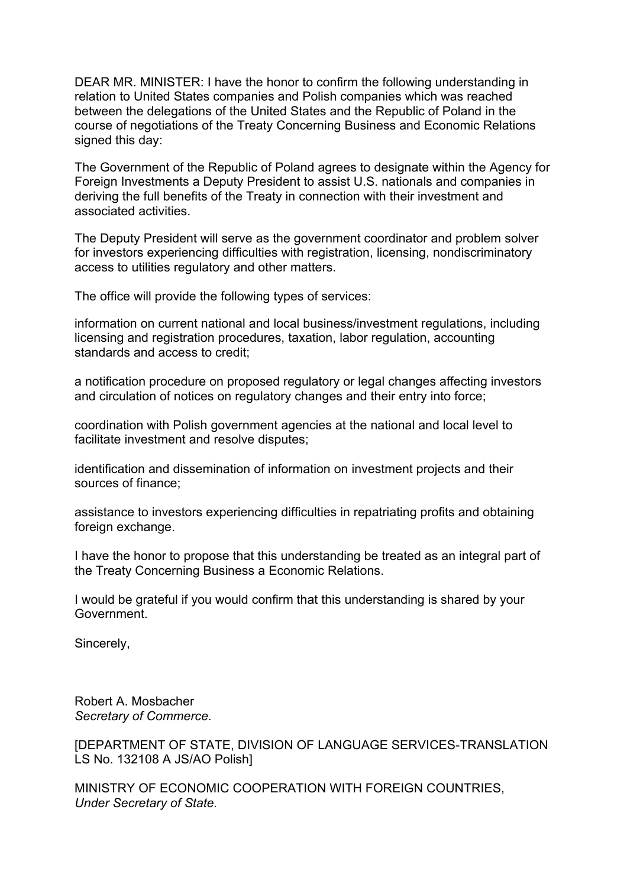DEAR MR. MINISTER: I have the honor to confirm the following understanding in relation to United States companies and Polish companies which was reached between the delegations of the United States and the Republic of Poland in the course of negotiations of the Treaty Concerning Business and Economic Relations signed this day:

The Government of the Republic of Poland agrees to designate within the Agency for Foreign Investments a Deputy President to assist U.S. nationals and companies in deriving the full benefits of the Treaty in connection with their investment and associated activities.

The Deputy President will serve as the government coordinator and problem solver for investors experiencing difficulties with registration, licensing, nondiscriminatory access to utilities regulatory and other matters.

The office will provide the following types of services:

information on current national and local business/investment regulations, including licensing and registration procedures, taxation, labor regulation, accounting standards and access to credit;

a notification procedure on proposed regulatory or legal changes affecting investors and circulation of notices on regulatory changes and their entry into force;

coordination with Polish government agencies at the national and local level to facilitate investment and resolve disputes;

identification and dissemination of information on investment projects and their sources of finance;

assistance to investors experiencing difficulties in repatriating profits and obtaining foreign exchange.

I have the honor to propose that this understanding be treated as an integral part of the Treaty Concerning Business a Economic Relations.

I would be grateful if you would confirm that this understanding is shared by your Government.

Sincerely,

Robert A. Mosbacher
*Secretary of Commerce.*

[DEPARTMENT OF STATE, DIVISION OF LANGUAGE SERVICES-TRANSLATION LS No. 132108 A JS/AO Polish]

MINISTRY OF ECONOMIC COOPERATION WITH FOREIGN COUNTRIES,
*Under Secretary of State.*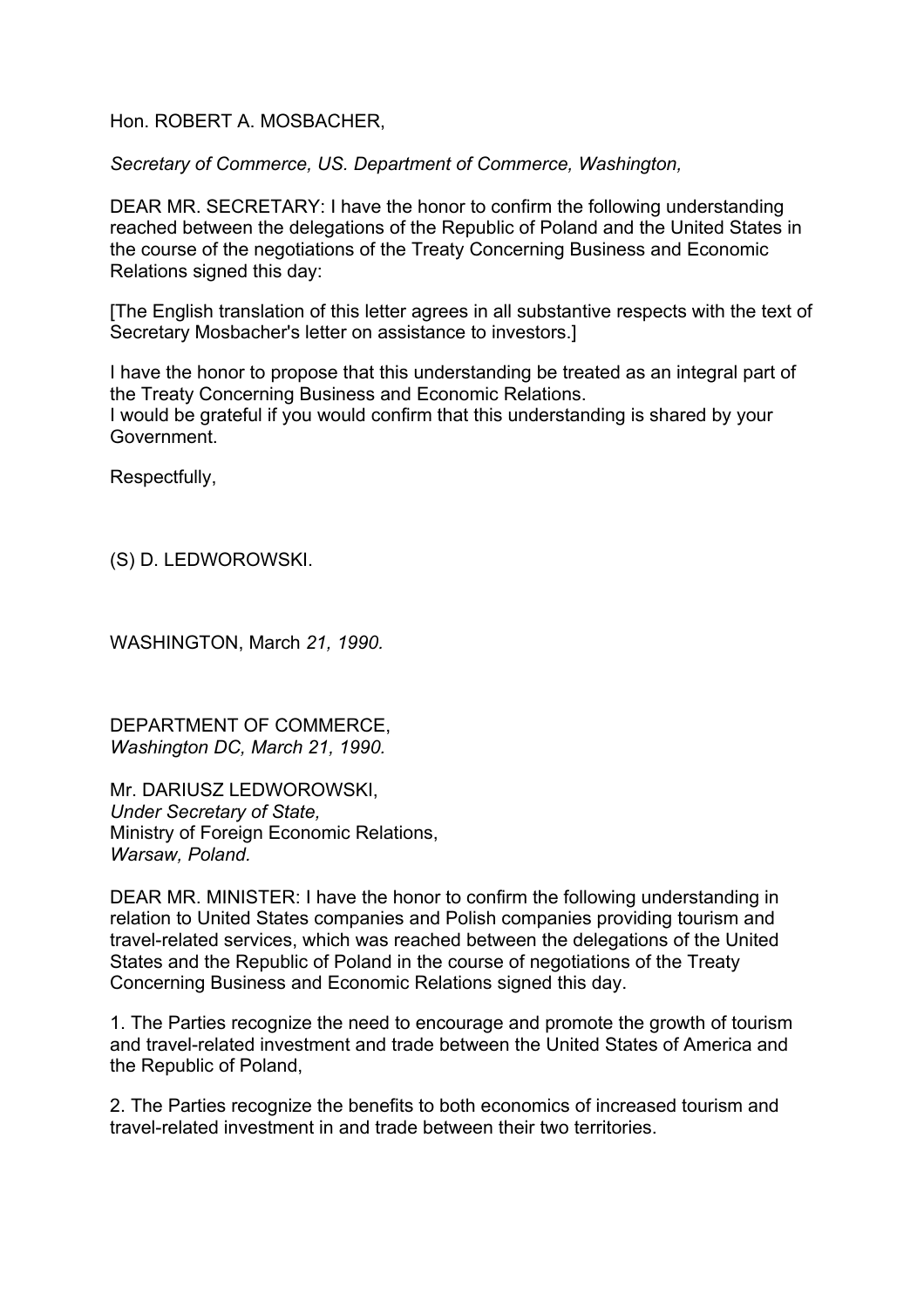Hon. ROBERT A. MOSBACHER,

*Secretary of Commerce, US. Department of Commerce, Washington,*

DEAR MR. SECRETARY: I have the honor to confirm the following understanding reached between the delegations of the Republic of Poland and the United States in the course of the negotiations of the Treaty Concerning Business and Economic Relations signed this day:

[The English translation of this letter agrees in all substantive respects with the text of Secretary Mosbacher's letter on assistance to investors.]

I have the honor to propose that this understanding be treated as an integral part of the Treaty Concerning Business and Economic Relations.
I would be grateful if you would confirm that this understanding is shared by your Government.

Respectfully,

(S) D. LEDWOROWSKI.

WASHINGTON, March *21, 1990.*

DEPARTMENT OF COMMERCE,
*Washington DC, March 21, 1990.*

Mr. DARIUSZ LEDWOROWSKI,
*Under Secretary of State,*
Ministry of Foreign Economic Relations,
*Warsaw, Poland.*

DEAR MR. MINISTER: I have the honor to confirm the following understanding in relation to United States companies and Polish companies providing tourism and travel-related services, which was reached between the delegations of the United States and the Republic of Poland in the course of negotiations of the Treaty Concerning Business and Economic Relations signed this day.

1. The Parties recognize the need to encourage and promote the growth of tourism and travel-related investment and trade between the United States of America and the Republic of Poland,

2. The Parties recognize the benefits to both economics of increased tourism and travel-related investment in and trade between their two territories.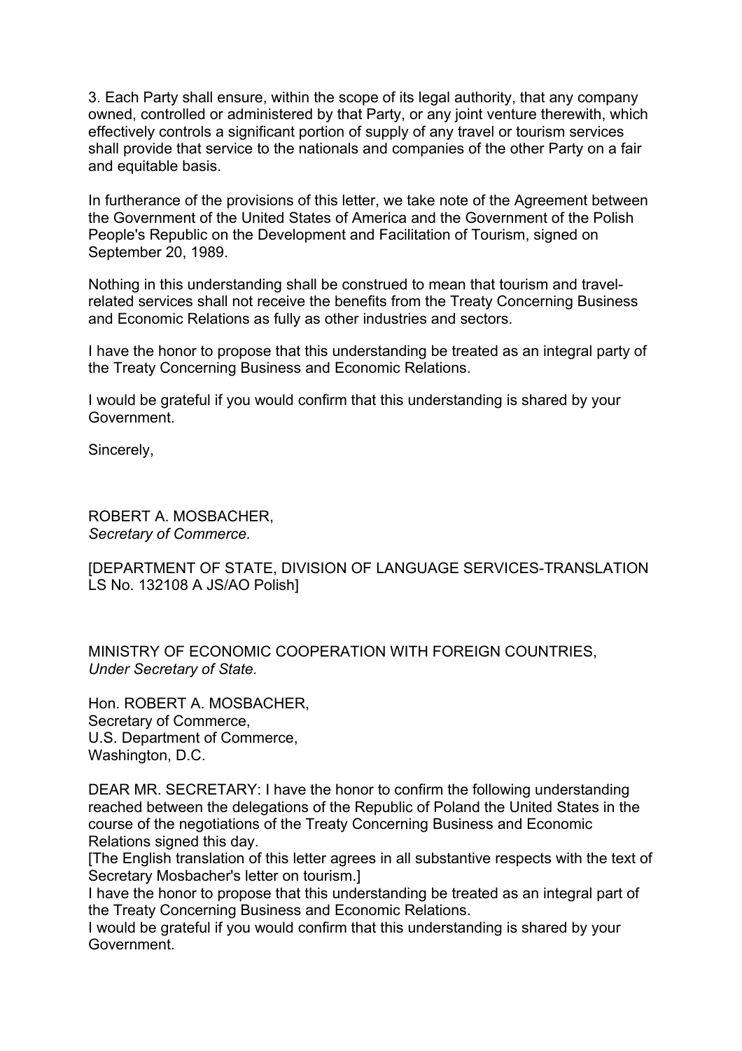3. Each Party shall ensure, within the scope of its legal authority, that any company owned, controlled or administered by that Party, or any joint venture therewith, which effectively controls a significant portion of supply of any travel or tourism services shall provide that service to the nationals and companies of the other Party on a fair and equitable basis.

In furtherance of the provisions of this letter, we take note of the Agreement between the Government of the United States of America and the Government of the Polish People's Republic on the Development and Facilitation of Tourism, signed on September 20, 1989.

Nothing in this understanding shall be construed to mean that tourism and travel-related services shall not receive the benefits from the Treaty Concerning Business and Economic Relations as fully as other industries and sectors.

I have the honor to propose that this understanding be treated as an integral party of the Treaty Concerning Business and Economic Relations.

I would be grateful if you would confirm that this understanding is shared by your Government.

Sincerely,

ROBERT A. MOSBACHER,
*Secretary of Commerce.*

[DEPARTMENT OF STATE, DIVISION OF LANGUAGE SERVICES-TRANSLATION LS No. 132108 A JS/AO Polish]

MINISTRY OF ECONOMIC COOPERATION WITH FOREIGN COUNTRIES,
*Under Secretary of State.*

Hon. ROBERT A. MOSBACHER,
Secretary of Commerce,
U.S. Department of Commerce,
Washington, D.C.

DEAR MR. SECRETARY: I have the honor to confirm the following understanding reached between the delegations of the Republic of Poland the United States in the course of the negotiations of the Treaty Concerning Business and Economic Relations signed this day.

[The English translation of this letter agrees in all substantive respects with the text of Secretary Mosbacher's letter on tourism.]

I have the honor to propose that this understanding be treated as an integral part of the Treaty Concerning Business and Economic Relations.

I would be grateful if you would confirm that this understanding is shared by your Government.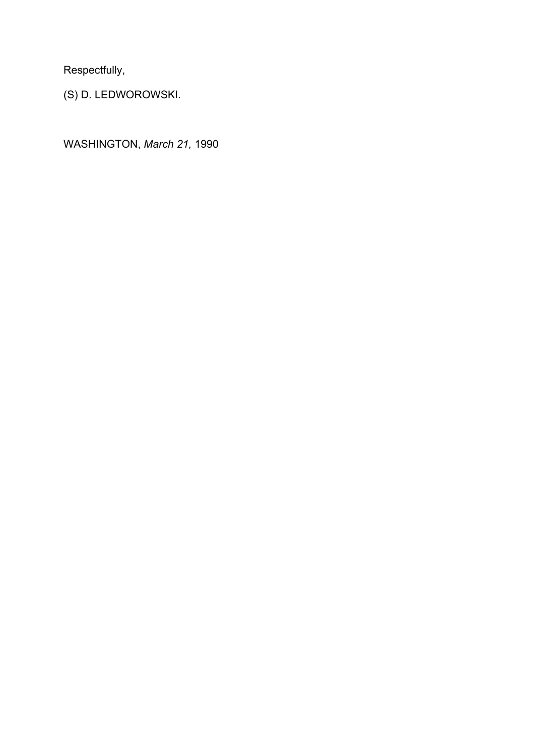Respectfully,

(S) D. LEDWOROWSKI.

WASHINGTON, *March 21,* 1990